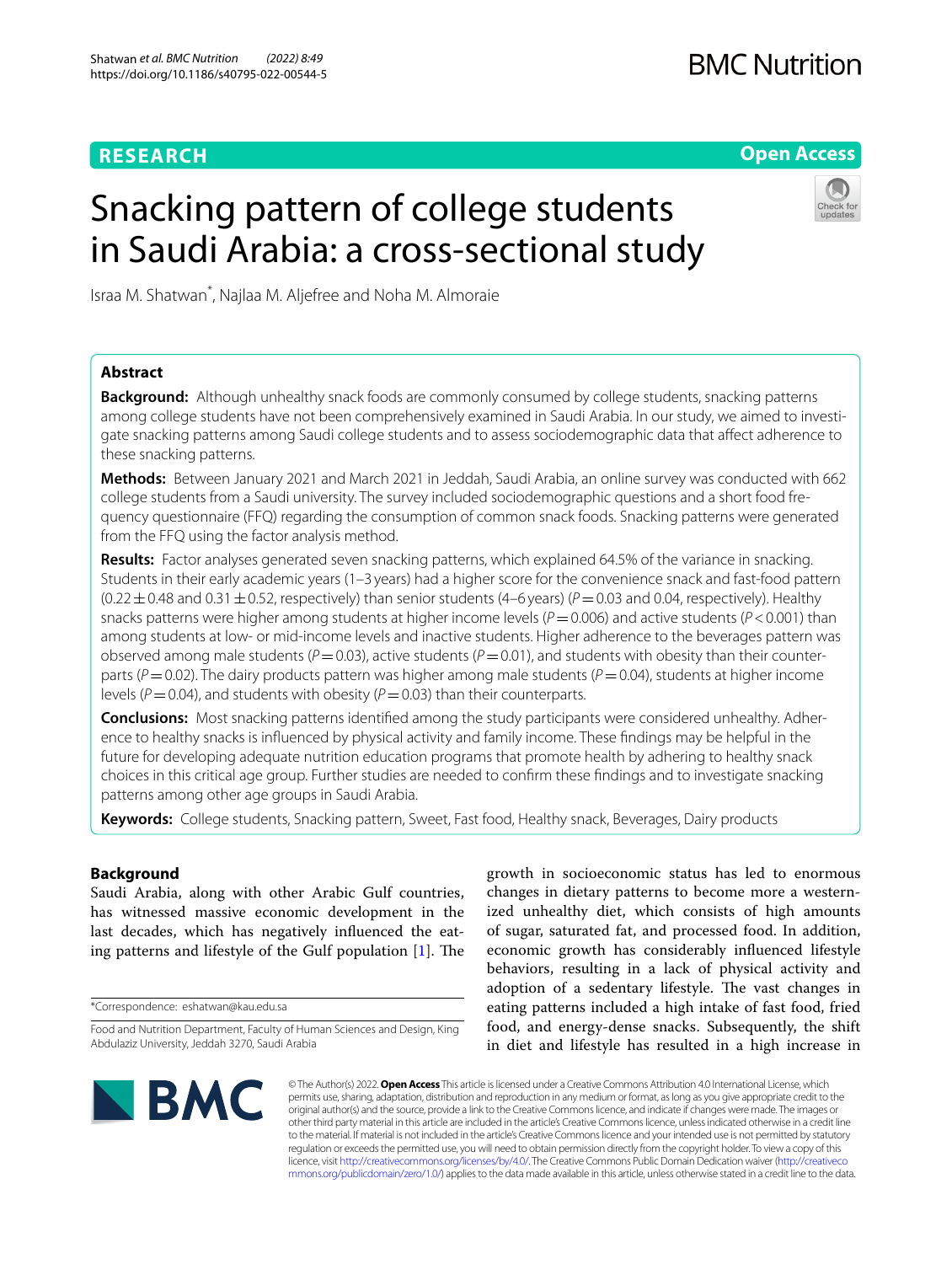RESEARCH

Open Access

# Snacking pattern of college students in Saudi Arabia: a cross-sectional study

Israa M. Shatwan*, Najlaa M. Aljefree and Noha M. Almoraie

## Abstract

**Background:** Although unhealthy snack foods are commonly consumed by college students, snacking patterns among college students have not been comprehensively examined in Saudi Arabia. In our study, we aimed to investigate snacking patterns among Saudi college students and to assess sociodemographic data that affect adherence to these snacking patterns.

**Methods:** Between January 2021 and March 2021 in Jeddah, Saudi Arabia, an online survey was conducted with 662 college students from a Saudi university. The survey included sociodemographic questions and a short food frequency questionnaire (FFQ) regarding the consumption of common snack foods. Snacking patterns were generated from the FFQ using the factor analysis method.

**Results:** Factor analyses generated seven snacking patterns, which explained 64.5% of the variance in snacking. Students in their early academic years (1–3 years) had a higher score for the convenience snack and fast-food pattern ($0.22 \pm 0.48$ and $0.31 \pm 0.52$, respectively) than senior students (4–6 years) ($P = 0.03$ and $0.04$, respectively). Healthy snacks patterns were higher among students at higher income levels ($P = 0.006$) and active students ($P < 0.001$) than among students at low- or mid-income levels and inactive students. Higher adherence to the beverages pattern was observed among male students ($P = 0.03$), active students ($P = 0.01$), and students with obesity than their counterparts ($P = 0.02$). The dairy products pattern was higher among male students ($P = 0.04$), students at higher income levels ($P = 0.04$), and students with obesity ($P = 0.03$) than their counterparts.

**Conclusions:** Most snacking patterns identified among the study participants were considered unhealthy. Adherence to healthy snacks is influenced by physical activity and family income. These findings may be helpful in the future for developing adequate nutrition education programs that promote health by adhering to healthy snack choices in this critical age group. Further studies are needed to confirm these findings and to investigate snacking patterns among other age groups in Saudi Arabia.

**Keywords:** College students, Snacking pattern, Sweet, Fast food, Healthy snack, Beverages, Dairy products

## Background

Saudi Arabia, along with other Arabic Gulf countries, has witnessed massive economic development in the last decades, which has negatively influenced the eating patterns and lifestyle of the Gulf population [1]. The growth in socioeconomic status has led to enormous changes in dietary patterns to become more a westernized unhealthy diet, which consists of high amounts of sugar, saturated fat, and processed food. In addition, economic growth has considerably influenced lifestyle behaviors, resulting in a lack of physical activity and adoption of a sedentary lifestyle. The vast changes in eating patterns included a high intake of fast food, fried food, and energy-dense snacks. Subsequently, the shift in diet and lifestyle has resulted in a high increase in

*Correspondence: eshatwan@kau.edu.sa

Food and Nutrition Department, Faculty of Human Sciences and Design, King Abdulaziz University, Jeddah 3270, Saudi Arabia

© The Author(s) 2022. **Open Access** This article is licensed under a Creative Commons Attribution 4.0 International License, which permits use, sharing, adaptation, distribution and reproduction in any medium or format, as long as you give appropriate credit to the original author(s) and the source, provide a link to the Creative Commons licence, and indicate if changes were made. The images or other third party material in this article are included in the article's Creative Commons licence, unless indicated otherwise in a credit line to the material. If material is not included in the article's Creative Commons licence and your intended use is not permitted by statutory regulation or exceeds the permitted use, you will need to obtain permission directly from the copyright holder. To view a copy of this licence, visit http://creativecommons.org/licenses/by/4.0/. The Creative Commons Public Domain Dedication waiver (http://creativecommons.org/publicdomain/zero/1.0/) applies to the data made available in this article, unless otherwise stated in a credit line to the data.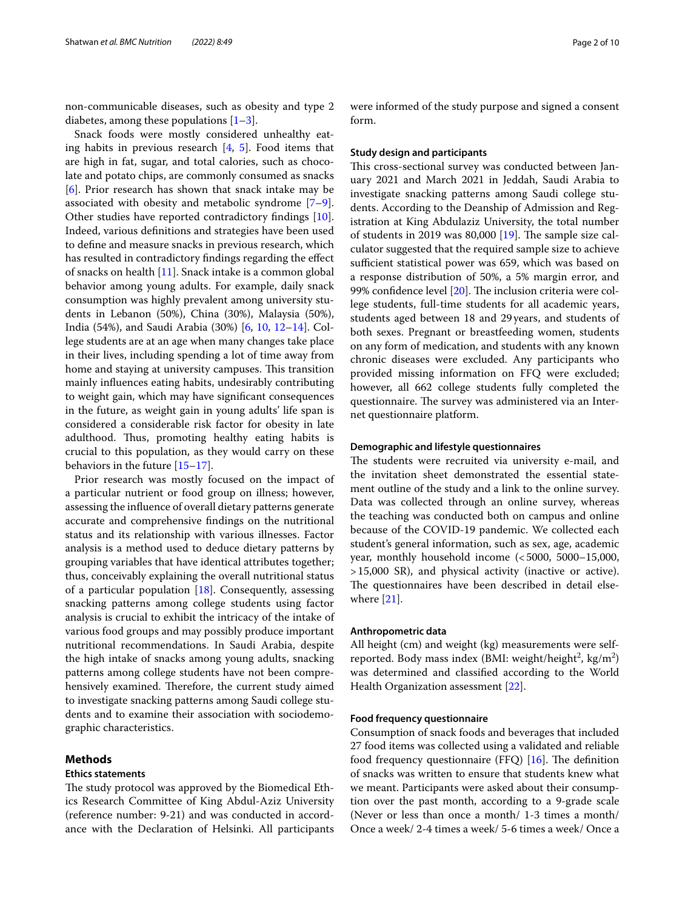non-communicable diseases, such as obesity and type 2 diabetes, among these populations [1–3].

Snack foods were mostly considered unhealthy eating habits in previous research [4, 5]. Food items that are high in fat, sugar, and total calories, such as chocolate and potato chips, are commonly consumed as snacks [6]. Prior research has shown that snack intake may be associated with obesity and metabolic syndrome [7–9]. Other studies have reported contradictory findings [10]. Indeed, various definitions and strategies have been used to define and measure snacks in previous research, which has resulted in contradictory findings regarding the effect of snacks on health [11]. Snack intake is a common global behavior among young adults. For example, daily snack consumption was highly prevalent among university students in Lebanon (50%), China (30%), Malaysia (50%), India (54%), and Saudi Arabia (30%) [6, 10, 12–14]. College students are at an age when many changes take place in their lives, including spending a lot of time away from home and staying at university campuses. This transition mainly influences eating habits, undesirably contributing to weight gain, which may have significant consequences in the future, as weight gain in young adults' life span is considered a considerable risk factor for obesity in late adulthood. Thus, promoting healthy eating habits is crucial to this population, as they would carry on these behaviors in the future [15–17].

Prior research was mostly focused on the impact of a particular nutrient or food group on illness; however, assessing the influence of overall dietary patterns generate accurate and comprehensive findings on the nutritional status and its relationship with various illnesses. Factor analysis is a method used to deduce dietary patterns by grouping variables that have identical attributes together; thus, conceivably explaining the overall nutritional status of a particular population [18]. Consequently, assessing snacking patterns among college students using factor analysis is crucial to exhibit the intricacy of the intake of various food groups and may possibly produce important nutritional recommendations. In Saudi Arabia, despite the high intake of snacks among young adults, snacking patterns among college students have not been comprehensively examined. Therefore, the current study aimed to investigate snacking patterns among Saudi college students and to examine their association with sociodemographic characteristics.

## Methods

### Ethics statements

The study protocol was approved by the Biomedical Ethics Research Committee of King Abdul-Aziz University (reference number: 9-21) and was conducted in accordance with the Declaration of Helsinki. All participants were informed of the study purpose and signed a consent form.

### Study design and participants

This cross-sectional survey was conducted between January 2021 and March 2021 in Jeddah, Saudi Arabia to investigate snacking patterns among Saudi college students. According to the Deanship of Admission and Registration at King Abdulaziz University, the total number of students in 2019 was 80,000 [19]. The sample size calculator suggested that the required sample size to achieve sufficient statistical power was 659, which was based on a response distribution of 50%, a 5% margin error, and 99% confidence level [20]. The inclusion criteria were college students, full-time students for all academic years, students aged between 18 and 29 years, and students of both sexes. Pregnant or breastfeeding women, students on any form of medication, and students with any known chronic diseases were excluded. Any participants who provided missing information on FFQ were excluded; however, all 662 college students fully completed the questionnaire. The survey was administered via an Internet questionnaire platform.

### Demographic and lifestyle questionnaires

The students were recruited via university e-mail, and the invitation sheet demonstrated the essential statement outline of the study and a link to the online survey. Data was collected through an online survey, whereas the teaching was conducted both on campus and online because of the COVID-19 pandemic. We collected each student's general information, such as sex, age, academic year, monthly household income (<5000, 5000–15,000, >15,000 SR), and physical activity (inactive or active). The questionnaires have been described in detail elsewhere [21].

### Anthropometric data

All height (cm) and weight (kg) measurements were self-reported. Body mass index (BMI: weight/height$^2$, kg/m$^2$) was determined and classified according to the World Health Organization assessment [22].

### Food frequency questionnaire

Consumption of snack foods and beverages that included 27 food items was collected using a validated and reliable food frequency questionnaire (FFQ) [16]. The definition of snacks was written to ensure that students knew what we meant. Participants were asked about their consumption over the past month, according to a 9-grade scale (Never or less than once a month/ 1-3 times a month/ Once a week/ 2-4 times a week/ 5-6 times a week/ Once a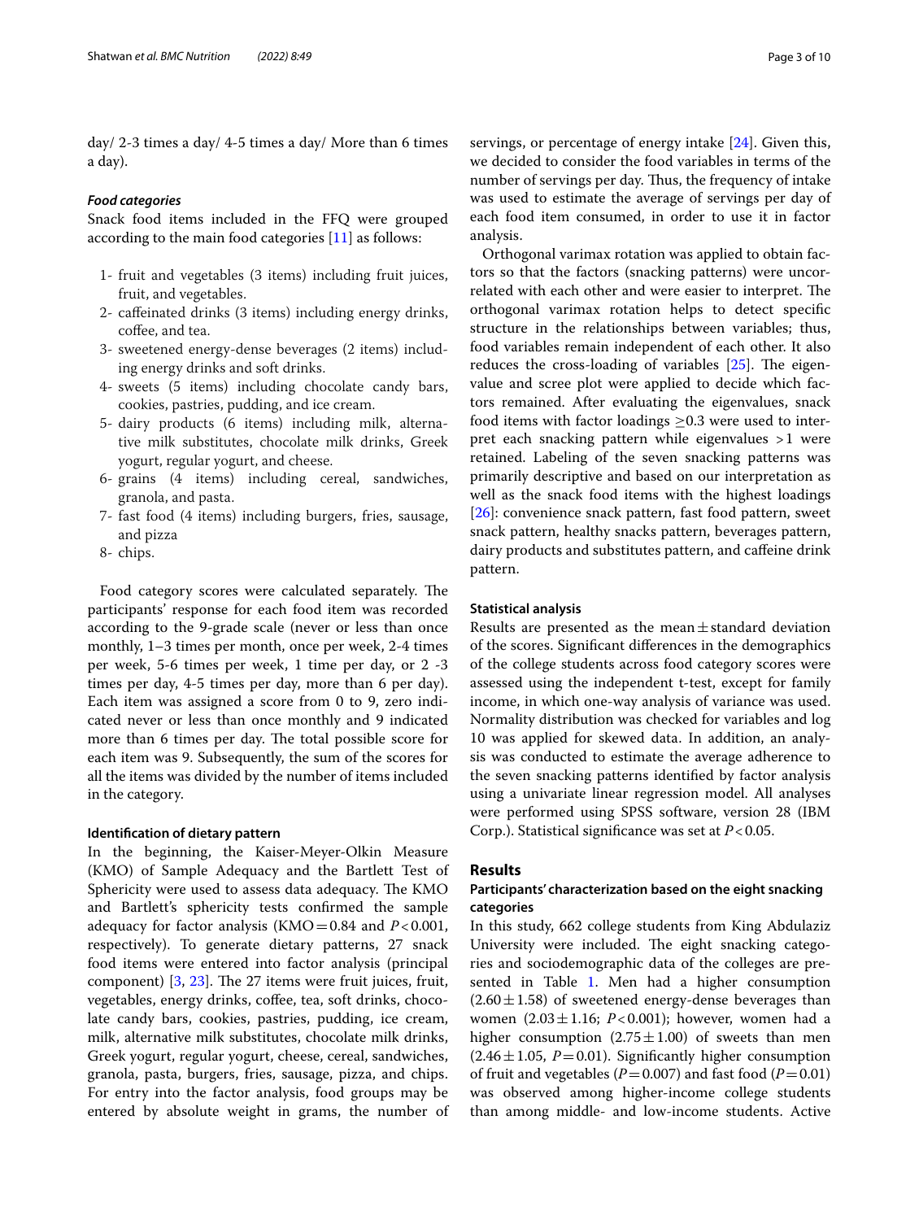day/ 2-3 times a day/ 4-5 times a day/ More than 6 times a day).

### *Food categories*

Snack food items included in the FFQ were grouped according to the main food categories [11] as follows:

1- fruit and vegetables (3 items) including fruit juices, fruit, and vegetables.
2- caffeinated drinks (3 items) including energy drinks, coffee, and tea.
3- sweetened energy-dense beverages (2 items) including energy drinks and soft drinks.
4- sweets (5 items) including chocolate candy bars, cookies, pastries, pudding, and ice cream.
5- dairy products (6 items) including milk, alternative milk substitutes, chocolate milk drinks, Greek yogurt, regular yogurt, and cheese.
6- grains (4 items) including cereal, sandwiches, granola, and pasta.
7- fast food (4 items) including burgers, fries, sausage, and pizza
8- chips.

Food category scores were calculated separately. The participants' response for each food item was recorded according to the 9-grade scale (never or less than once monthly, 1–3 times per month, once per week, 2-4 times per week, 5-6 times per week, 1 time per day, or 2 -3 times per day, 4-5 times per day, more than 6 per day). Each item was assigned a score from 0 to 9, zero indicated never or less than once monthly and 9 indicated more than 6 times per day. The total possible score for each item was 9. Subsequently, the sum of the scores for all the items was divided by the number of items included in the category.

### Identification of dietary pattern

In the beginning, the Kaiser-Meyer-Olkin Measure (KMO) of Sample Adequacy and the Bartlett Test of Sphericity were used to assess data adequacy. The KMO and Bartlett's sphericity tests confirmed the sample adequacy for factor analysis (KMO = 0.84 and $P < 0.001$, respectively). To generate dietary patterns, 27 snack food items were entered into factor analysis (principal component) [3, 23]. The 27 items were fruit juices, fruit, vegetables, energy drinks, coffee, tea, soft drinks, chocolate candy bars, cookies, pastries, pudding, ice cream, milk, alternative milk substitutes, chocolate milk drinks, Greek yogurt, regular yogurt, cheese, cereal, sandwiches, granola, pasta, burgers, fries, sausage, pizza, and chips. For entry into the factor analysis, food groups may be entered by absolute weight in grams, the number of servings, or percentage of energy intake [24]. Given this, we decided to consider the food variables in terms of the number of servings per day. Thus, the frequency of intake was used to estimate the average of servings per day of each food item consumed, in order to use it in factor analysis.

Orthogonal varimax rotation was applied to obtain factors so that the factors (snacking patterns) were uncorrelated with each other and were easier to interpret. The orthogonal varimax rotation helps to detect specific structure in the relationships between variables; thus, food variables remain independent of each other. It also reduces the cross-loading of variables [25]. The eigenvalue and scree plot were applied to decide which factors remained. After evaluating the eigenvalues, snack food items with factor loadings $\geq 0.3$ were used to interpret each snacking pattern while eigenvalues $> 1$ were retained. Labeling of the seven snacking patterns was primarily descriptive and based on our interpretation as well as the snack food items with the highest loadings [26]: convenience snack pattern, fast food pattern, sweet snack pattern, healthy snacks pattern, beverages pattern, dairy products and substitutes pattern, and caffeine drink pattern.

### Statistical analysis

Results are presented as the mean ± standard deviation of the scores. Significant differences in the demographics of the college students across food category scores were assessed using the independent t-test, except for family income, in which one-way analysis of variance was used. Normality distribution was checked for variables and log 10 was applied for skewed data. In addition, an analysis was conducted to estimate the average adherence to the seven snacking patterns identified by factor analysis using a univariate linear regression model. All analyses were performed using SPSS software, version 28 (IBM Corp.). Statistical significance was set at $P < 0.05$.

## Results

### Participants' characterization based on the eight snacking categories

In this study, 662 college students from King Abdulaziz University were included. The eight snacking categories and sociodemographic data of the colleges are presented in Table 1. Men had a higher consumption (2.60 ± 1.58) of sweetened energy-dense beverages than women (2.03 ± 1.16; $P < 0.001$); however, women had a higher consumption (2.75 ± 1.00) of sweets than men (2.46 ± 1.05, $P = 0.01$). Significantly higher consumption of fruit and vegetables ($P = 0.007$) and fast food ($P = 0.01$) was observed among higher-income college students than among middle- and low-income students. Active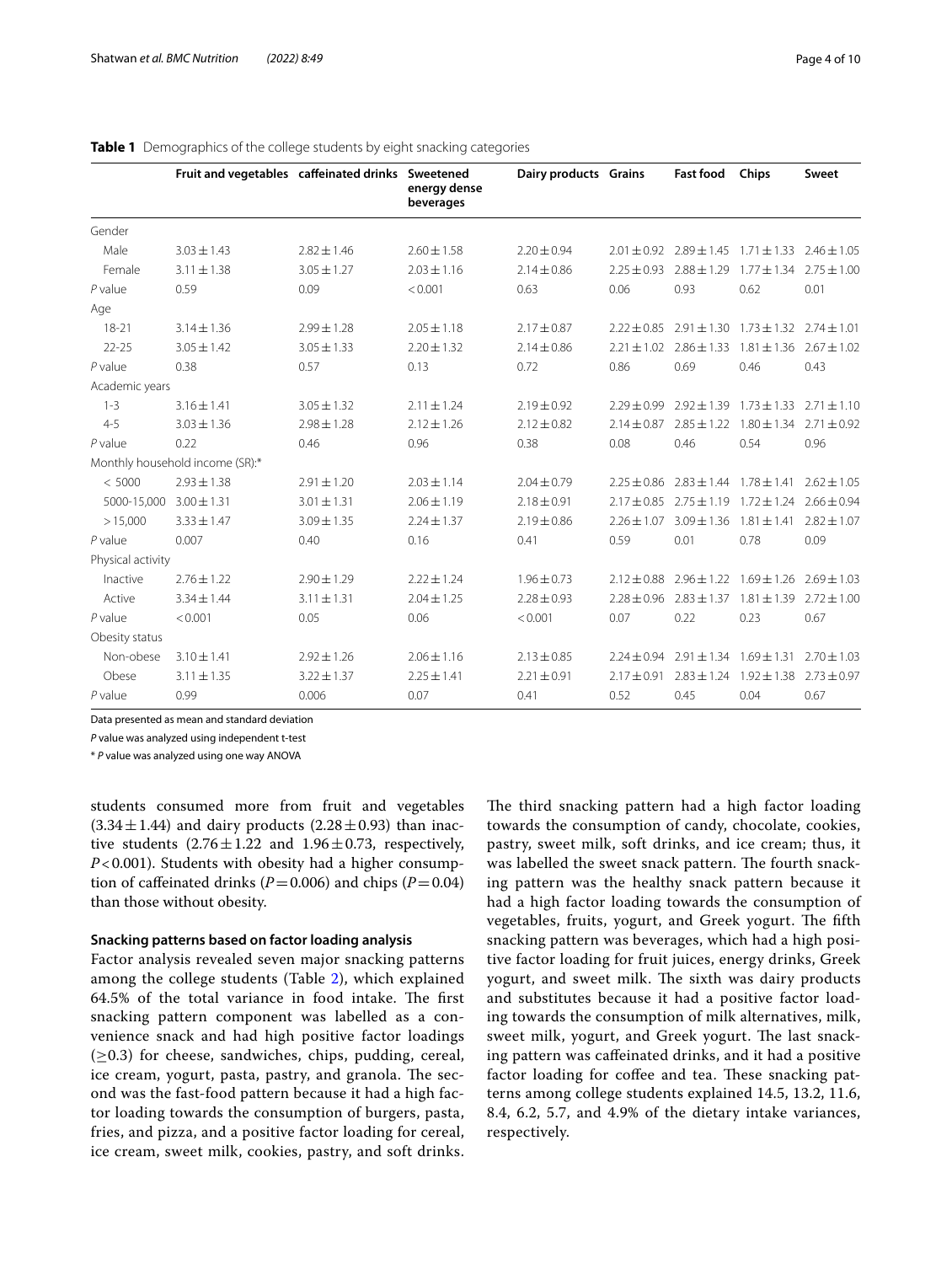**Table 1** Demographics of the college students by eight snacking categories

| | Fruit and vegetables | caffeinated drinks | Sweetened energy dense beverages | Dairy products | Grains | Fast food | Chips | Sweet |
|---|---|---|---|---|---|---|---|---|
| Gender | | | | | | | | |
| Male | 3.03 ± 1.43 | 2.82 ± 1.46 | 2.60 ± 1.58 | 2.20 ± 0.94 | 2.01 ± 0.92 | 2.89 ± 1.45 | 1.71 ± 1.33 | 2.46 ± 1.05 |
| Female | 3.11 ± 1.38 | 3.05 ± 1.27 | 2.03 ± 1.16 | 2.14 ± 0.86 | 2.25 ± 0.93 | 2.88 ± 1.29 | 1.77 ± 1.34 | 2.75 ± 1.00 |
| *P* value | 0.59 | 0.09 | < 0.001 | 0.63 | 0.06 | 0.93 | 0.62 | 0.01 |
| Age | | | | | | | | |
| 18-21 | 3.14 ± 1.36 | 2.99 ± 1.28 | 2.05 ± 1.18 | 2.17 ± 0.87 | 2.22 ± 0.85 | 2.91 ± 1.30 | 1.73 ± 1.32 | 2.74 ± 1.01 |
| 22-25 | 3.05 ± 1.42 | 3.05 ± 1.33 | 2.20 ± 1.32 | 2.14 ± 0.86 | 2.21 ± 1.02 | 2.86 ± 1.33 | 1.81 ± 1.36 | 2.67 ± 1.02 |
| *P* value | 0.38 | 0.57 | 0.13 | 0.72 | 0.86 | 0.69 | 0.46 | 0.43 |
| Academic years | | | | | | | | |
| 1-3 | 3.16 ± 1.41 | 3.05 ± 1.32 | 2.11 ± 1.24 | 2.19 ± 0.92 | 2.29 ± 0.99 | 2.92 ± 1.39 | 1.73 ± 1.33 | 2.71 ± 1.10 |
| 4-5 | 3.03 ± 1.36 | 2.98 ± 1.28 | 2.12 ± 1.26 | 2.12 ± 0.82 | 2.14 ± 0.87 | 2.85 ± 1.22 | 1.80 ± 1.34 | 2.71 ± 0.92 |
| *P* value | 0.22 | 0.46 | 0.96 | 0.38 | 0.08 | 0.46 | 0.54 | 0.96 |
| Monthly household income (SR):* | | | | | | | | |
| < 5000 | 2.93 ± 1.38 | 2.91 ± 1.20 | 2.03 ± 1.14 | 2.04 ± 0.79 | 2.25 ± 0.86 | 2.83 ± 1.44 | 1.78 ± 1.41 | 2.62 ± 1.05 |
| 5000-15,000 | 3.00 ± 1.31 | 3.01 ± 1.31 | 2.06 ± 1.19 | 2.18 ± 0.91 | 2.17 ± 0.85 | 2.75 ± 1.19 | 1.72 ± 1.24 | 2.66 ± 0.94 |
| > 15,000 | 3.33 ± 1.47 | 3.09 ± 1.35 | 2.24 ± 1.37 | 2.19 ± 0.86 | 2.26 ± 1.07 | 3.09 ± 1.36 | 1.81 ± 1.41 | 2.82 ± 1.07 |
| *P* value | 0.007 | 0.40 | 0.16 | 0.41 | 0.59 | 0.01 | 0.78 | 0.09 |
| Physical activity | | | | | | | | |
| Inactive | 2.76 ± 1.22 | 2.90 ± 1.29 | 2.22 ± 1.24 | 1.96 ± 0.73 | 2.12 ± 0.88 | 2.96 ± 1.22 | 1.69 ± 1.26 | 2.69 ± 1.03 |
| Active | 3.34 ± 1.44 | 3.11 ± 1.31 | 2.04 ± 1.25 | 2.28 ± 0.93 | 2.28 ± 0.96 | 2.83 ± 1.37 | 1.81 ± 1.39 | 2.72 ± 1.00 |
| *P* value | < 0.001 | 0.05 | 0.06 | < 0.001 | 0.07 | 0.22 | 0.23 | 0.67 |
| Obesity status | | | | | | | | |
| Non-obese | 3.10 ± 1.41 | 2.92 ± 1.26 | 2.06 ± 1.16 | 2.13 ± 0.85 | 2.24 ± 0.94 | 2.91 ± 1.34 | 1.69 ± 1.31 | 2.70 ± 1.03 |
| Obese | 3.11 ± 1.35 | 3.22 ± 1.37 | 2.25 ± 1.41 | 2.21 ± 0.91 | 2.17 ± 0.91 | 2.83 ± 1.24 | 1.92 ± 1.38 | 2.73 ± 0.97 |
| *P* value | 0.99 | 0.006 | 0.07 | 0.41 | 0.52 | 0.45 | 0.04 | 0.67 |

Data presented as mean and standard deviation

*P* value was analyzed using independent t-test

\* *P* value was analyzed using one way ANOVA

students consumed more from fruit and vegetables ($3.34 \pm 1.44$) and dairy products ($2.28 \pm 0.93$) than inactive students ($2.76 \pm 1.22$ and $1.96 \pm 0.73$, respectively, $P < 0.001$). Students with obesity had a higher consumption of caffeinated drinks ($P = 0.006$) and chips ($P = 0.04$) than those without obesity.

### Snacking patterns based on factor loading analysis

Factor analysis revealed seven major snacking patterns among the college students (Table 2), which explained 64.5% of the total variance in food intake. The first snacking pattern component was labelled as a convenience snack and had high positive factor loadings ($\geq 0.3$) for cheese, sandwiches, chips, pudding, cereal, ice cream, yogurt, pasta, pastry, and granola. The second was the fast-food pattern because it had a high factor loading towards the consumption of burgers, pasta, fries, and pizza, and a positive factor loading for cereal, ice cream, sweet milk, cookies, pastry, and soft drinks. The third snacking pattern had a high factor loading towards the consumption of candy, chocolate, cookies, pastry, sweet milk, soft drinks, and ice cream; thus, it was labelled the sweet snack pattern. The fourth snacking pattern was the healthy snack pattern because it had a high factor loading towards the consumption of vegetables, fruits, yogurt, and Greek yogurt. The fifth snacking pattern was beverages, which had a high positive factor loading for fruit juices, energy drinks, Greek yogurt, and sweet milk. The sixth was dairy products and substitutes because it had a positive factor loading towards the consumption of milk alternatives, milk, sweet milk, yogurt, and Greek yogurt. The last snacking pattern was caffeinated drinks, and it had a positive factor loading for coffee and tea. These snacking patterns among college students explained 14.5, 13.2, 11.6, 8.4, 6.2, 5.7, and 4.9% of the dietary intake variances, respectively.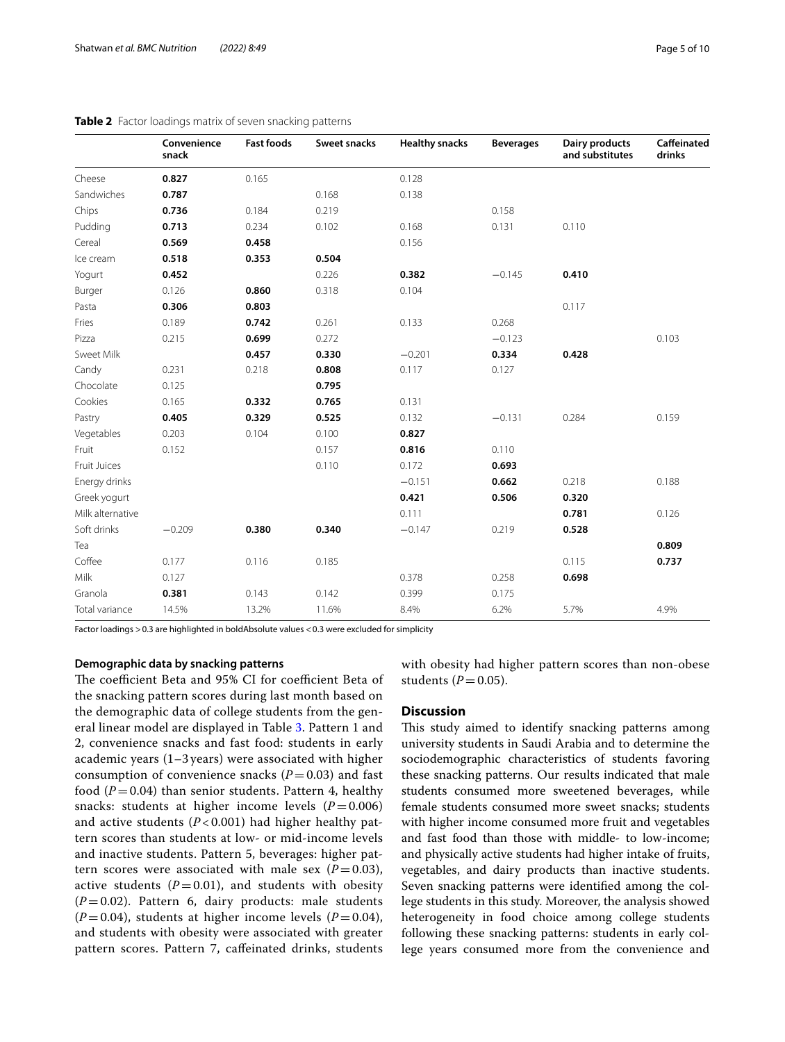**Table 2** Factor loadings matrix of seven snacking patterns

| | Convenience snack | Fast foods | Sweet snacks | Healthy snacks | Beverages | Dairy products and substitutes | Caffeinated drinks |
|---|---|---|---|---|---|---|---|
| Cheese | **0.827** | 0.165 | | 0.128 | | | |
| Sandwiches | **0.787** | | 0.168 | 0.138 | | | |
| Chips | **0.736** | 0.184 | 0.219 | | 0.158 | | |
| Pudding | **0.713** | 0.234 | 0.102 | 0.168 | 0.131 | 0.110 | |
| Cereal | **0.569** | **0.458** | | 0.156 | | | |
| Ice cream | **0.518** | **0.353** | **0.504** | | | | |
| Yogurt | **0.452** | | 0.226 | **0.382** | −0.145 | **0.410** | |
| Burger | 0.126 | **0.860** | 0.318 | 0.104 | | | |
| Pasta | **0.306** | **0.803** | | | | 0.117 | |
| Fries | 0.189 | **0.742** | 0.261 | 0.133 | 0.268 | | |
| Pizza | 0.215 | **0.699** | 0.272 | | −0.123 | | 0.103 |
| Sweet Milk | | **0.457** | **0.330** | −0.201 | **0.334** | **0.428** | |
| Candy | 0.231 | 0.218 | **0.808** | 0.117 | 0.127 | | |
| Chocolate | 0.125 | | **0.795** | | | | |
| Cookies | 0.165 | **0.332** | **0.765** | 0.131 | | | |
| Pastry | **0.405** | **0.329** | **0.525** | 0.132 | −0.131 | 0.284 | 0.159 |
| Vegetables | 0.203 | 0.104 | 0.100 | **0.827** | | | |
| Fruit | 0.152 | | 0.157 | **0.816** | 0.110 | | |
| Fruit Juices | | | 0.110 | 0.172 | **0.693** | | |
| Energy drinks | | | | −0.151 | **0.662** | 0.218 | 0.188 |
| Greek yogurt | | | | **0.421** | **0.506** | **0.320** | |
| Milk alternative | | | | 0.111 | | **0.781** | 0.126 |
| Soft drinks | −0.209 | **0.380** | **0.340** | −0.147 | 0.219 | **0.528** | |
| Tea | | | | | | | **0.809** |
| Coffee | 0.177 | 0.116 | 0.185 | | | 0.115 | **0.737** |
| Milk | 0.127 | | | 0.378 | 0.258 | **0.698** | |
| Granola | **0.381** | 0.143 | 0.142 | 0.399 | 0.175 | | |
| Total variance | 14.5% | 13.2% | 11.6% | 8.4% | 6.2% | 5.7% | 4.9% |

Factor loadings > 0.3 are highlighted in boldAbsolute values < 0.3 were excluded for simplicity

### Demographic data by snacking patterns

The coefficient Beta and 95% CI for coefficient Beta of the snacking pattern scores during last month based on the demographic data of college students from the general linear model are displayed in Table 3. Pattern 1 and 2, convenience snacks and fast food: students in early academic years (1–3 years) were associated with higher consumption of convenience snacks ($P = 0.03$) and fast food ($P = 0.04$) than senior students. Pattern 4, healthy snacks: students at higher income levels ($P = 0.006$) and active students ($P < 0.001$) had higher healthy pattern scores than students at low- or mid-income levels and inactive students. Pattern 5, beverages: higher pattern scores were associated with male sex ($P = 0.03$), active students ($P = 0.01$), and students with obesity ($P = 0.02$). Pattern 6, dairy products: male students ($P = 0.04$), students at higher income levels ($P = 0.04$), and students with obesity were associated with greater pattern scores. Pattern 7, caffeinated drinks, students with obesity had higher pattern scores than non-obese students ($P = 0.05$).

## Discussion

This study aimed to identify snacking patterns among university students in Saudi Arabia and to determine the sociodemographic characteristics of students favoring these snacking patterns. Our results indicated that male students consumed more sweetened beverages, while female students consumed more sweet snacks; students with higher income consumed more fruit and vegetables and fast food than those with middle- to low-income; and physically active students had higher intake of fruits, vegetables, and dairy products than inactive students. Seven snacking patterns were identified among the college students in this study. Moreover, the analysis showed heterogeneity in food choice among college students following these snacking patterns: students in early college years consumed more from the convenience and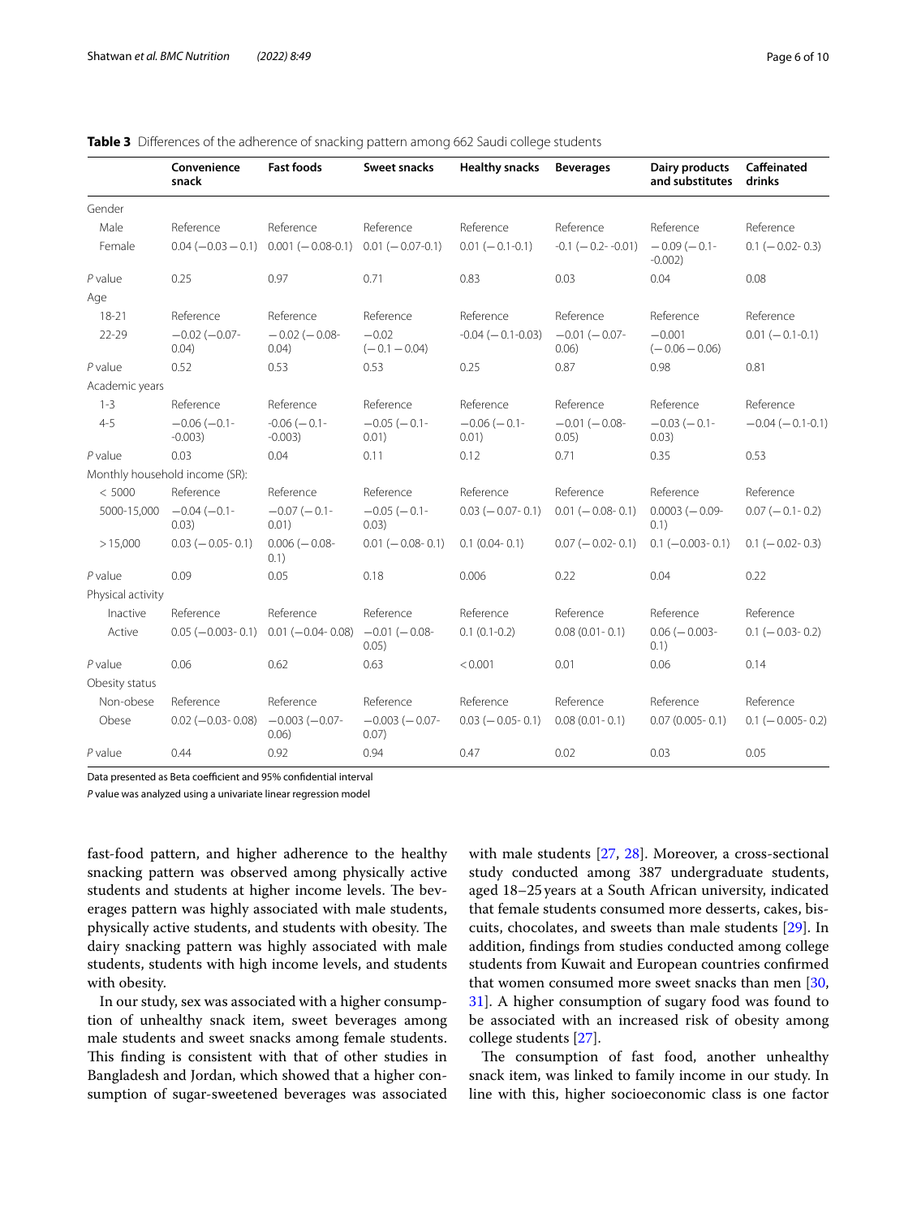**Table 3** Differences of the adherence of snacking pattern among 662 Saudi college students

| | Convenience snack | Fast foods | Sweet snacks | Healthy snacks | Beverages | Dairy products and substitutes | Caffeinated drinks |
|---|---|---|---|---|---|---|---|
| Gender | | | | | | | |
| Male | Reference | Reference | Reference | Reference | Reference | Reference | Reference |
| Female | 0.04 (−0.03 − 0.1) | 0.001 (−0.08-0.1) | 0.01 (−0.07-0.1) | 0.01 (−0.1-0.1) | -0.1 (−0.2- -0.01) | −0.09 (−0.1- -0.002) | 0.1 (−0.02- 0.3) |
| *P* value | 0.25 | 0.97 | 0.71 | 0.83 | 0.03 | 0.04 | 0.08 |
| Age | | | | | | | |
| 18-21 | Reference | Reference | Reference | Reference | Reference | Reference | Reference |
| 22-29 | −0.02 (−0.07- 0.04) | −0.02 (−0.08- 0.04) | −0.02 (−0.1 − 0.04) | -0.04 (−0.1-0.03) | −0.01 (−0.07- 0.06) | −0.001 (−0.06 − 0.06) | 0.01 (−0.1-0.1) |
| *P* value | 0.52 | 0.53 | 0.53 | 0.25 | 0.87 | 0.98 | 0.81 |
| Academic years | | | | | | | |
| 1-3 | Reference | Reference | Reference | Reference | Reference | Reference | Reference |
| 4-5 | −0.06 (−0.1- -0.003) | -0.06 (−0.1- -0.003) | −0.05 (−0.1- 0.01) | −0.06 (−0.1- 0.01) | −0.01 (−0.08- 0.05) | −0.03 (−0.1- 0.03) | −0.04 (−0.1-0.1) |
| *P* value | 0.03 | 0.04 | 0.11 | 0.12 | 0.71 | 0.35 | 0.53 |
| Monthly household income (SR): | | | | | | | |
| < 5000 | Reference | Reference | Reference | Reference | Reference | Reference | Reference |
| 5000-15,000 | −0.04 (−0.1- 0.03) | −0.07 (−0.1- 0.01) | −0.05 (−0.1- 0.03) | 0.03 (−0.07- 0.1) | 0.01 (−0.08- 0.1) | 0.0003 (−0.09- 0.1) | 0.07 (−0.1- 0.2) |
| > 15,000 | 0.03 (−0.05- 0.1) | 0.006 (−0.08- 0.1) | 0.01 (−0.08- 0.1) | 0.1 (0.04- 0.1) | 0.07 (−0.02- 0.1) | 0.1 (−0.003- 0.1) | 0.1 (−0.02- 0.3) |
| *P* value | 0.09 | 0.05 | 0.18 | 0.006 | 0.22 | 0.04 | 0.22 |
| Physical activity | | | | | | | |
| Inactive | Reference | Reference | Reference | Reference | Reference | Reference | Reference |
| Active | 0.05 (−0.003- 0.1) | 0.01 (−0.04- 0.08) | −0.01 (−0.08- 0.05) | 0.1 (0.1-0.2) | 0.08 (0.01- 0.1) | 0.06 (−0.003- 0.1) | 0.1 (−0.03- 0.2) |
| *P* value | 0.06 | 0.62 | 0.63 | < 0.001 | 0.01 | 0.06 | 0.14 |
| Obesity status | | | | | | | |
| Non-obese | Reference | Reference | Reference | Reference | Reference | Reference | Reference |
| Obese | 0.02 (−0.03- 0.08) | −0.003 (−0.07- 0.06) | −0.003 (−0.07- 0.07) | 0.03 (−0.05- 0.1) | 0.08 (0.01- 0.1) | 0.07 (0.005- 0.1) | 0.1 (−0.005- 0.2) |
| *P* value | 0.44 | 0.92 | 0.94 | 0.47 | 0.02 | 0.03 | 0.05 |

Data presented as Beta coefficient and 95% confidential interval

*P* value was analyzed using a univariate linear regression model

fast-food pattern, and higher adherence to the healthy snacking pattern was observed among physically active students and students at higher income levels. The beverages pattern was highly associated with male students, physically active students, and students with obesity. The dairy snacking pattern was highly associated with male students, students with high income levels, and students with obesity.

In our study, sex was associated with a higher consumption of unhealthy snack item, sweet beverages among male students and sweet snacks among female students. This finding is consistent with that of other studies in Bangladesh and Jordan, which showed that a higher consumption of sugar-sweetened beverages was associated with male students [27, 28]. Moreover, a cross-sectional study conducted among 387 undergraduate students, aged 18–25 years at a South African university, indicated that female students consumed more desserts, cakes, biscuits, chocolates, and sweets than male students [29]. In addition, findings from studies conducted among college students from Kuwait and European countries confirmed that women consumed more sweet snacks than men [30, 31]. A higher consumption of sugary food was found to be associated with an increased risk of obesity among college students [27].

The consumption of fast food, another unhealthy snack item, was linked to family income in our study. In line with this, higher socioeconomic class is one factor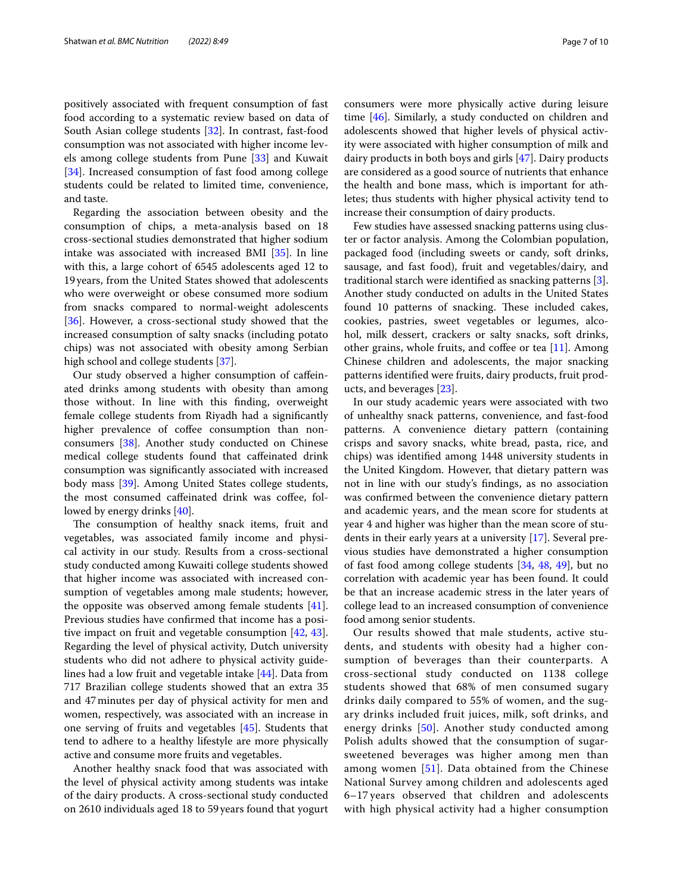positively associated with frequent consumption of fast food according to a systematic review based on data of South Asian college students [32]. In contrast, fast-food consumption was not associated with higher income levels among college students from Pune [33] and Kuwait [34]. Increased consumption of fast food among college students could be related to limited time, convenience, and taste.

Regarding the association between obesity and the consumption of chips, a meta-analysis based on 18 cross-sectional studies demonstrated that higher sodium intake was associated with increased BMI [35]. In line with this, a large cohort of 6545 adolescents aged 12 to 19 years, from the United States showed that adolescents who were overweight or obese consumed more sodium from snacks compared to normal-weight adolescents [36]. However, a cross-sectional study showed that the increased consumption of salty snacks (including potato chips) was not associated with obesity among Serbian high school and college students [37].

Our study observed a higher consumption of caffeinated drinks among students with obesity than among those without. In line with this finding, overweight female college students from Riyadh had a significantly higher prevalence of coffee consumption than nonconsumers [38]. Another study conducted on Chinese medical college students found that caffeinated drink consumption was significantly associated with increased body mass [39]. Among United States college students, the most consumed caffeinated drink was coffee, followed by energy drinks [40].

The consumption of healthy snack items, fruit and vegetables, was associated family income and physical activity in our study. Results from a cross-sectional study conducted among Kuwaiti college students showed that higher income was associated with increased consumption of vegetables among male students; however, the opposite was observed among female students [41]. Previous studies have confirmed that income has a positive impact on fruit and vegetable consumption [42, 43]. Regarding the level of physical activity, Dutch university students who did not adhere to physical activity guidelines had a low fruit and vegetable intake [44]. Data from 717 Brazilian college students showed that an extra 35 and 47 minutes per day of physical activity for men and women, respectively, was associated with an increase in one serving of fruits and vegetables [45]. Students that tend to adhere to a healthy lifestyle are more physically active and consume more fruits and vegetables.

Another healthy snack food that was associated with the level of physical activity among students was intake of the dairy products. A cross-sectional study conducted on 2610 individuals aged 18 to 59 years found that yogurt consumers were more physically active during leisure time [46]. Similarly, a study conducted on children and adolescents showed that higher levels of physical activity were associated with higher consumption of milk and dairy products in both boys and girls [47]. Dairy products are considered as a good source of nutrients that enhance the health and bone mass, which is important for athletes; thus students with higher physical activity tend to increase their consumption of dairy products.

Few studies have assessed snacking patterns using cluster or factor analysis. Among the Colombian population, packaged food (including sweets or candy, soft drinks, sausage, and fast food), fruit and vegetables/dairy, and traditional starch were identified as snacking patterns [3]. Another study conducted on adults in the United States found 10 patterns of snacking. These included cakes, cookies, pastries, sweet vegetables or legumes, alcohol, milk dessert, crackers or salty snacks, soft drinks, other grains, whole fruits, and coffee or tea [11]. Among Chinese children and adolescents, the major snacking patterns identified were fruits, dairy products, fruit products, and beverages [23].

In our study academic years were associated with two of unhealthy snack patterns, convenience, and fast-food patterns. A convenience dietary pattern (containing crisps and savory snacks, white bread, pasta, rice, and chips) was identified among 1448 university students in the United Kingdom. However, that dietary pattern was not in line with our study's findings, as no association was confirmed between the convenience dietary pattern and academic years, and the mean score for students at year 4 and higher was higher than the mean score of students in their early years at a university [17]. Several previous studies have demonstrated a higher consumption of fast food among college students [34, 48, 49], but no correlation with academic year has been found. It could be that an increase academic stress in the later years of college lead to an increased consumption of convenience food among senior students.

Our results showed that male students, active students, and students with obesity had a higher consumption of beverages than their counterparts. A cross-sectional study conducted on 1138 college students showed that 68% of men consumed sugary drinks daily compared to 55% of women, and the sugary drinks included fruit juices, milk, soft drinks, and energy drinks [50]. Another study conducted among Polish adults showed that the consumption of sugar-sweetened beverages was higher among men than among women [51]. Data obtained from the Chinese National Survey among children and adolescents aged 6–17 years observed that children and adolescents with high physical activity had a higher consumption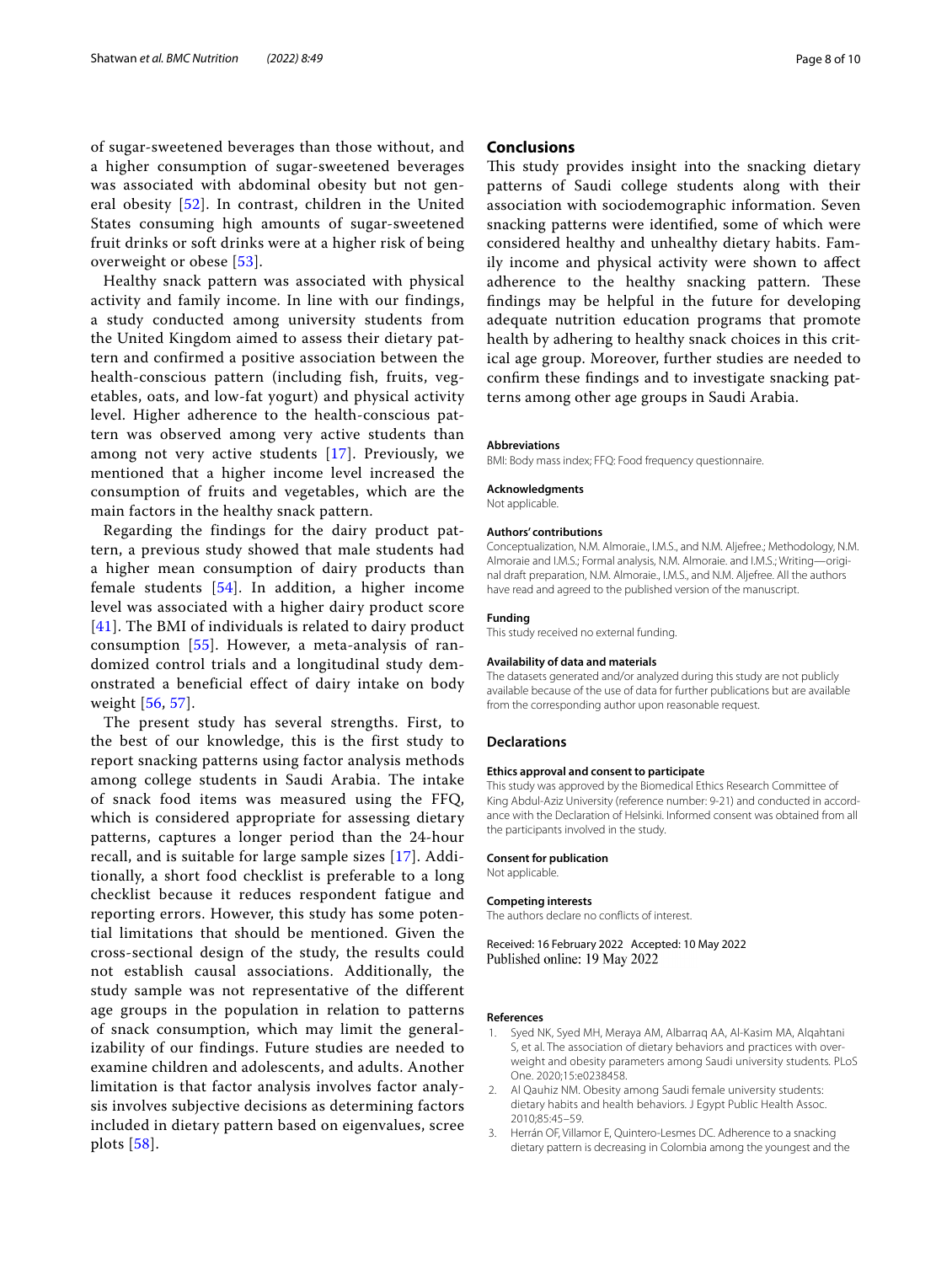of sugar-sweetened beverages than those without, and a higher consumption of sugar-sweetened beverages was associated with abdominal obesity but not general obesity [52]. In contrast, children in the United States consuming high amounts of sugar-sweetened fruit drinks or soft drinks were at a higher risk of being overweight or obese [53].

Healthy snack pattern was associated with physical activity and family income. In line with our findings, a study conducted among university students from the United Kingdom aimed to assess their dietary pattern and confirmed a positive association between the health-conscious pattern (including fish, fruits, vegetables, oats, and low-fat yogurt) and physical activity level. Higher adherence to the health-conscious pattern was observed among very active students than among not very active students [17]. Previously, we mentioned that a higher income level increased the consumption of fruits and vegetables, which are the main factors in the healthy snack pattern.

Regarding the findings for the dairy product pattern, a previous study showed that male students had a higher mean consumption of dairy products than female students [54]. In addition, a higher income level was associated with a higher dairy product score [41]. The BMI of individuals is related to dairy product consumption [55]. However, a meta-analysis of randomized control trials and a longitudinal study demonstrated a beneficial effect of dairy intake on body weight [56, 57].

The present study has several strengths. First, to the best of our knowledge, this is the first study to report snacking patterns using factor analysis methods among college students in Saudi Arabia. The intake of snack food items was measured using the FFQ, which is considered appropriate for assessing dietary patterns, captures a longer period than the 24-hour recall, and is suitable for large sample sizes [17]. Additionally, a short food checklist is preferable to a long checklist because it reduces respondent fatigue and reporting errors. However, this study has some potential limitations that should be mentioned. Given the cross-sectional design of the study, the results could not establish causal associations. Additionally, the study sample was not representative of the different age groups in the population in relation to patterns of snack consumption, which may limit the generalizability of our findings. Future studies are needed to examine children and adolescents, and adults. Another limitation is that factor analysis involves factor analysis involves subjective decisions as determining factors included in dietary pattern based on eigenvalues, scree plots [58].

## Conclusions

This study provides insight into the snacking dietary patterns of Saudi college students along with their association with sociodemographic information. Seven snacking patterns were identified, some of which were considered healthy and unhealthy dietary habits. Family income and physical activity were shown to affect adherence to the healthy snacking pattern. These findings may be helpful in the future for developing adequate nutrition education programs that promote health by adhering to healthy snack choices in this critical age group. Moreover, further studies are needed to confirm these findings and to investigate snacking patterns among other age groups in Saudi Arabia.

#### Abbreviations

BMI: Body mass index; FFQ: Food frequency questionnaire.

#### Acknowledgments

Not applicable.

#### Authors' contributions

Conceptualization, N.M. Almoraie., I.M.S., and N.M. Aljefree.; Methodology, N.M. Almoraie and I.M.S.; Formal analysis, N.M. Almoraie. and I.M.S.; Writing—original draft preparation, N.M. Almoraie., I.M.S., and N.M. Aljefree. All the authors have read and agreed to the published version of the manuscript.

#### Funding

This study received no external funding.

#### Availability of data and materials

The datasets generated and/or analyzed during this study are not publicly available because of the use of data for further publications but are available from the corresponding author upon reasonable request.

### Declarations

#### Ethics approval and consent to participate

This study was approved by the Biomedical Ethics Research Committee of King Abdul-Aziz University (reference number: 9-21) and conducted in accordance with the Declaration of Helsinki. Informed consent was obtained from all the participants involved in the study.

#### Consent for publication

Not applicable.

#### Competing interests

The authors declare no conflicts of interest.

Received: 16 February 2022 Accepted: 10 May 2022
Published online: 19 May 2022

#### References

1. Syed NK, Syed MH, Meraya AM, Albarraq AA, Al-Kasim MA, Alqahtani S, et al. The association of dietary behaviors and practices with overweight and obesity parameters among Saudi university students. PLoS One. 2020;15:e0238458.
2. Al Qauhiz NM. Obesity among Saudi female university students: dietary habits and health behaviors. J Egypt Public Health Assoc. 2010;85:45–59.
3. Herrán OF, Villamor E, Quintero-Lesmes DC. Adherence to a snacking dietary pattern is decreasing in Colombia among the youngest and the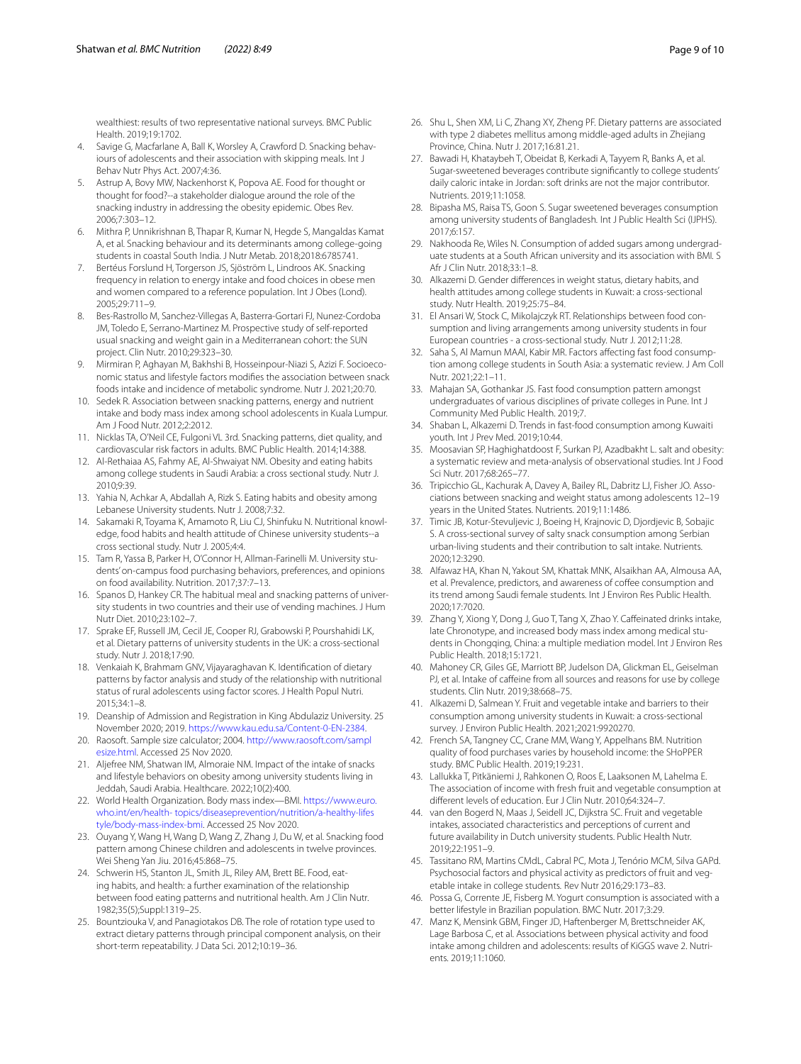wealthiest: results of two representative national surveys. BMC Public Health. 2019;19:1702.

4. Savige G, Macfarlane A, Ball K, Worsley A, Crawford D. Snacking behaviours of adolescents and their association with skipping meals. Int J Behav Nutr Phys Act. 2007;4:36.
5. Astrup A, Bovy MW, Nackenhorst K, Popova AE. Food for thought or thought for food?--a stakeholder dialogue around the role of the snacking industry in addressing the obesity epidemic. Obes Rev. 2006;7:303–12.
6. Mithra P, Unnikrishnan B, Thapar R, Kumar N, Hegde S, Mangaldas Kamat A, et al. Snacking behaviour and its determinants among college-going students in coastal South India. J Nutr Metab. 2018;2018:6785741.
7. Bertéus Forslund H, Torgerson JS, Sjöström L, Lindroos AK. Snacking frequency in relation to energy intake and food choices in obese men and women compared to a reference population. Int J Obes (Lond). 2005;29:711–9.
8. Bes-Rastrollo M, Sanchez-Villegas A, Basterra-Gortari FJ, Nunez-Cordoba JM, Toledo E, Serrano-Martinez M. Prospective study of self-reported usual snacking and weight gain in a Mediterranean cohort: the SUN project. Clin Nutr. 2010;29:323–30.
9. Mirmiran P, Aghayan M, Bakhshi B, Hosseinpour-Niazi S, Azizi F. Socioeconomic status and lifestyle factors modifies the association between snack foods intake and incidence of metabolic syndrome. Nutr J. 2021;20:70.
10. Sedek R. Association between snacking patterns, energy and nutrient intake and body mass index among school adolescents in Kuala Lumpur. Am J Food Nutr. 2012;2:2012.
11. Nicklas TA, O'Neil CE, Fulgoni VL 3rd. Snacking patterns, diet quality, and cardiovascular risk factors in adults. BMC Public Health. 2014;14:388.
12. Al-Rethaiaa AS, Fahmy AE, Al-Shwaiyat NM. Obesity and eating habits among college students in Saudi Arabia: a cross sectional study. Nutr J. 2010;9:39.
13. Yahia N, Achkar A, Abdallah A, Rizk S. Eating habits and obesity among Lebanese University students. Nutr J. 2008;7:32.
14. Sakamaki R, Toyama K, Amamoto R, Liu CJ, Shinfuku N. Nutritional knowledge, food habits and health attitude of Chinese university students--a cross sectional study. Nutr J. 2005;4:4.
15. Tam R, Yassa B, Parker H, O'Connor H, Allman-Farinelli M. University students' on-campus food purchasing behaviors, preferences, and opinions on food availability. Nutrition. 2017;37:7–13.
16. Spanos D, Hankey CR. The habitual meal and snacking patterns of university students in two countries and their use of vending machines. J Hum Nutr Diet. 2010;23:102–7.
17. Sprake EF, Russell JM, Cecil JE, Cooper RJ, Grabowski P, Pourshahidi LK, et al. Dietary patterns of university students in the UK: a cross-sectional study. Nutr J. 2018;17:90.
18. Venkaiah K, Brahmam GNV, Vijayaraghavan K. Identification of dietary patterns by factor analysis and study of the relationship with nutritional status of rural adolescents using factor scores. J Health Popul Nutri. 2015;34:1–8.
19. Deanship of Admission and Registration in King Abdulaziz University. 25 November 2020; 2019. https://www.kau.edu.sa/Content-0-EN-2384.
20. Raosoft. Sample size calculator; 2004. http://www.raosoft.com/samplesize.html. Accessed 25 Nov 2020.
21. Aljefree NM, Shatwan IM, Almoraie NM. Impact of the intake of snacks and lifestyle behaviors on obesity among university students living in Jeddah, Saudi Arabia. Healthcare. 2022;10(2):400.
22. World Health Organization. Body mass index—BMI. https://www.euro.who.int/en/health- topics/diseaseprevention/nutrition/a-healthy-lifestyle/body-mass-index-bmi. Accessed 25 Nov 2020.
23. Ouyang Y, Wang H, Wang D, Wang Z, Zhang J, Du W, et al. Snacking food pattern among Chinese children and adolescents in twelve provinces. Wei Sheng Yan Jiu. 2016;45:868–75.
24. Schwerin HS, Stanton JL, Smith JL, Riley AM, Brett BE. Food, eating habits, and health: a further examination of the relationship between food eating patterns and nutritional health. Am J Clin Nutr. 1982;35(5);Suppl:1319–25.
25. Bountziouka V, and Panagiotakos DB. The role of rotation type used to extract dietary patterns through principal component analysis, on their short-term repeatability. J Data Sci. 2012;10:19–36.
26. Shu L, Shen XM, Li C, Zhang XY, Zheng PF. Dietary patterns are associated with type 2 diabetes mellitus among middle-aged adults in Zhejiang Province, China. Nutr J. 2017;16:81.21.
27. Bawadi H, Khataybeh T, Obeidat B, Kerkadi A, Tayyem R, Banks A, et al. Sugar-sweetened beverages contribute significantly to college students' daily caloric intake in Jordan: soft drinks are not the major contributor. Nutrients. 2019;11:1058.
28. Bipasha MS, Raisa TS, Goon S. Sugar sweetened beverages consumption among university students of Bangladesh. Int J Public Health Sci (IJPHS). 2017;6:157.
29. Nakhooda Re, Wiles N. Consumption of added sugars among undergraduate students at a South African university and its association with BMI. S Afr J Clin Nutr. 2018;33:1–8.
30. Alkazemi D. Gender differences in weight status, dietary habits, and health attitudes among college students in Kuwait: a cross-sectional study. Nutr Health. 2019;25:75–84.
31. El Ansari W, Stock C, Mikolajczyk RT. Relationships between food consumption and living arrangements among university students in four European countries - a cross-sectional study. Nutr J. 2012;11:28.
32. Saha S, Al Mamun MAAl, Kabir MR. Factors affecting fast food consumption among college students in South Asia: a systematic review. J Am Coll Nutr. 2021;22:1–11.
33. Mahajan SA, Gothankar JS. Fast food consumption pattern amongst undergraduates of various disciplines of private colleges in Pune. Int J Community Med Public Health. 2019;7.
34. Shaban L, Alkazemi D. Trends in fast-food consumption among Kuwaiti youth. Int J Prev Med. 2019;10:44.
35. Moosavian SP, Haghighatdoost F, Surkan PJ, Azadbakht L. salt and obesity: a systematic review and meta-analysis of observational studies. Int J Food Sci Nutr. 2017;68:265–77.
36. Tripicchio GL, Kachurak A, Davey A, Bailey RL, Dabritz LJ, Fisher JO. Associations between snacking and weight status among adolescents 12–19 years in the United States. Nutrients. 2019;11:1486.
37. Timic JB, Kotur-Stevuljevic J, Boeing H, Krajnovic D, Djordjevic B, Sobajic S. A cross-sectional survey of salty snack consumption among Serbian urban-living students and their contribution to salt intake. Nutrients. 2020;12:3290.
38. Alfawaz HA, Khan N, Yakout SM, Khattak MNK, Alsaikhan AA, Almousa AA, et al. Prevalence, predictors, and awareness of coffee consumption and its trend among Saudi female students. Int J Environ Res Public Health. 2020;17:7020.
39. Zhang Y, Xiong Y, Dong J, Guo T, Tang X, Zhao Y. Caffeinated drinks intake, late Chronotype, and increased body mass index among medical students in Chongqing, China: a multiple mediation model. Int J Environ Res Public Health. 2018;15:1721.
40. Mahoney CR, Giles GE, Marriott BP, Judelson DA, Glickman EL, Geiselman PJ, et al. Intake of caffeine from all sources and reasons for use by college students. Clin Nutr. 2019;38:668–75.
41. Alkazemi D, Salmean Y. Fruit and vegetable intake and barriers to their consumption among university students in Kuwait: a cross-sectional survey. J Environ Public Health. 2021;2021:9920270.
42. French SA, Tangney CC, Crane MM, Wang Y, Appelhans BM. Nutrition quality of food purchases varies by household income: the SHoPPER study. BMC Public Health. 2019;19:231.
43. Lallukka T, Pitkäniemi J, Rahkonen O, Roos E, Laaksonen M, Lahelma E. The association of income with fresh fruit and vegetable consumption at different levels of education. Eur J Clin Nutr. 2010;64:324–7.
44. van den Bogerd N, Maas J, Seidell JC, Dijkstra SC. Fruit and vegetable intakes, associated characteristics and perceptions of current and future availability in Dutch university students. Public Health Nutr. 2019;22:1951–9.
45. Tassitano RM, Martins CMdL, Cabral PC, Mota J, Tenório MCM, Silva GAPd. Psychosocial factors and physical activity as predictors of fruit and vegetable intake in college students. Rev Nutr 2016;29:173–83.
46. Possa G, Corrente JE, Fisberg M. Yogurt consumption is associated with a better lifestyle in Brazilian population. BMC Nutr. 2017;3:29.
47. Manz K, Mensink GBM, Finger JD, Haftenberger M, Brettschneider AK, Lage Barbosa C, et al. Associations between physical activity and food intake among children and adolescents: results of KiGGS wave 2. Nutrients. 2019;11:1060.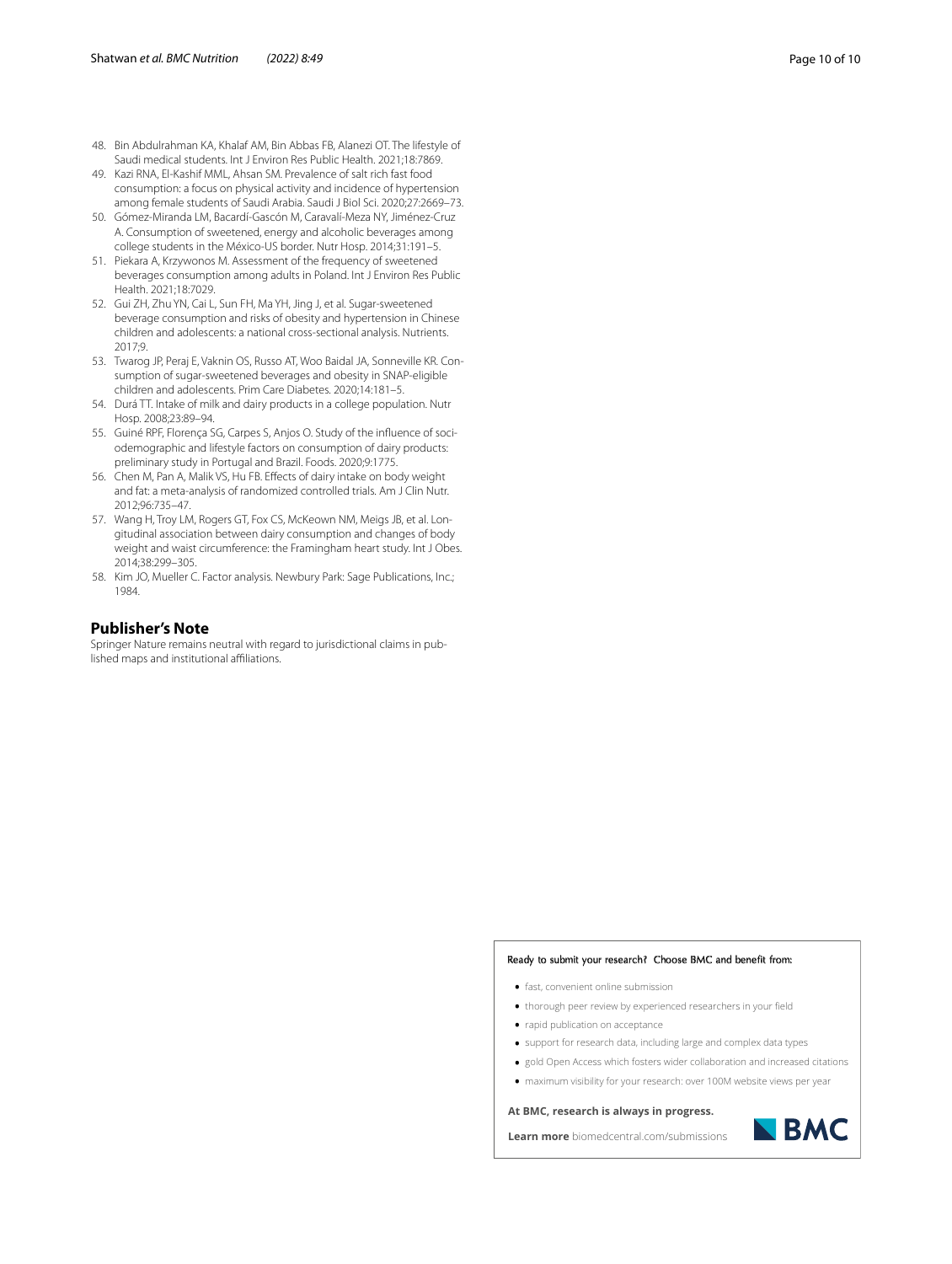48. Bin Abdulrahman KA, Khalaf AM, Bin Abbas FB, Alanezi OT. The lifestyle of Saudi medical students. Int J Environ Res Public Health. 2021;18:7869.
49. Kazi RNA, El-Kashif MML, Ahsan SM. Prevalence of salt rich fast food consumption: a focus on physical activity and incidence of hypertension among female students of Saudi Arabia. Saudi J Biol Sci. 2020;27:2669–73.
50. Gómez-Miranda LM, Bacardí-Gascón M, Caravalí-Meza NY, Jiménez-Cruz A. Consumption of sweetened, energy and alcoholic beverages among college students in the México-US border. Nutr Hosp. 2014;31:191–5.
51. Piekara A, Krzywonos M. Assessment of the frequency of sweetened beverages consumption among adults in Poland. Int J Environ Res Public Health. 2021;18:7029.
52. Gui ZH, Zhu YN, Cai L, Sun FH, Ma YH, Jing J, et al. Sugar-sweetened beverage consumption and risks of obesity and hypertension in Chinese children and adolescents: a national cross-sectional analysis. Nutrients. 2017;9.
53. Twarog JP, Peraj E, Vaknin OS, Russo AT, Woo Baidal JA, Sonneville KR. Consumption of sugar-sweetened beverages and obesity in SNAP-eligible children and adolescents. Prim Care Diabetes. 2020;14:181–5.
54. Durá TT. Intake of milk and dairy products in a college population. Nutr Hosp. 2008;23:89–94.
55. Guiné RPF, Florença SG, Carpes S, Anjos O. Study of the influence of sociodemographic and lifestyle factors on consumption of dairy products: preliminary study in Portugal and Brazil. Foods. 2020;9:1775.
56. Chen M, Pan A, Malik VS, Hu FB. Effects of dairy intake on body weight and fat: a meta-analysis of randomized controlled trials. Am J Clin Nutr. 2012;96:735–47.
57. Wang H, Troy LM, Rogers GT, Fox CS, McKeown NM, Meigs JB, et al. Longitudinal association between dairy consumption and changes of body weight and waist circumference: the Framingham heart study. Int J Obes. 2014;38:299–305.
58. Kim JO, Mueller C. Factor analysis. Newbury Park: Sage Publications, Inc.; 1984.

## Publisher's Note

Springer Nature remains neutral with regard to jurisdictional claims in published maps and institutional affiliations.

Ready to submit your research? Choose BMC and benefit from:

- fast, convenient online submission
- thorough peer review by experienced researchers in your field
- rapid publication on acceptance
- support for research data, including large and complex data types
- gold Open Access which fosters wider collaboration and increased citations
- maximum visibility for your research: over 100M website views per year

**At BMC, research is always in progress.**

**Learn more** biomedcentral.com/submissions

BMC